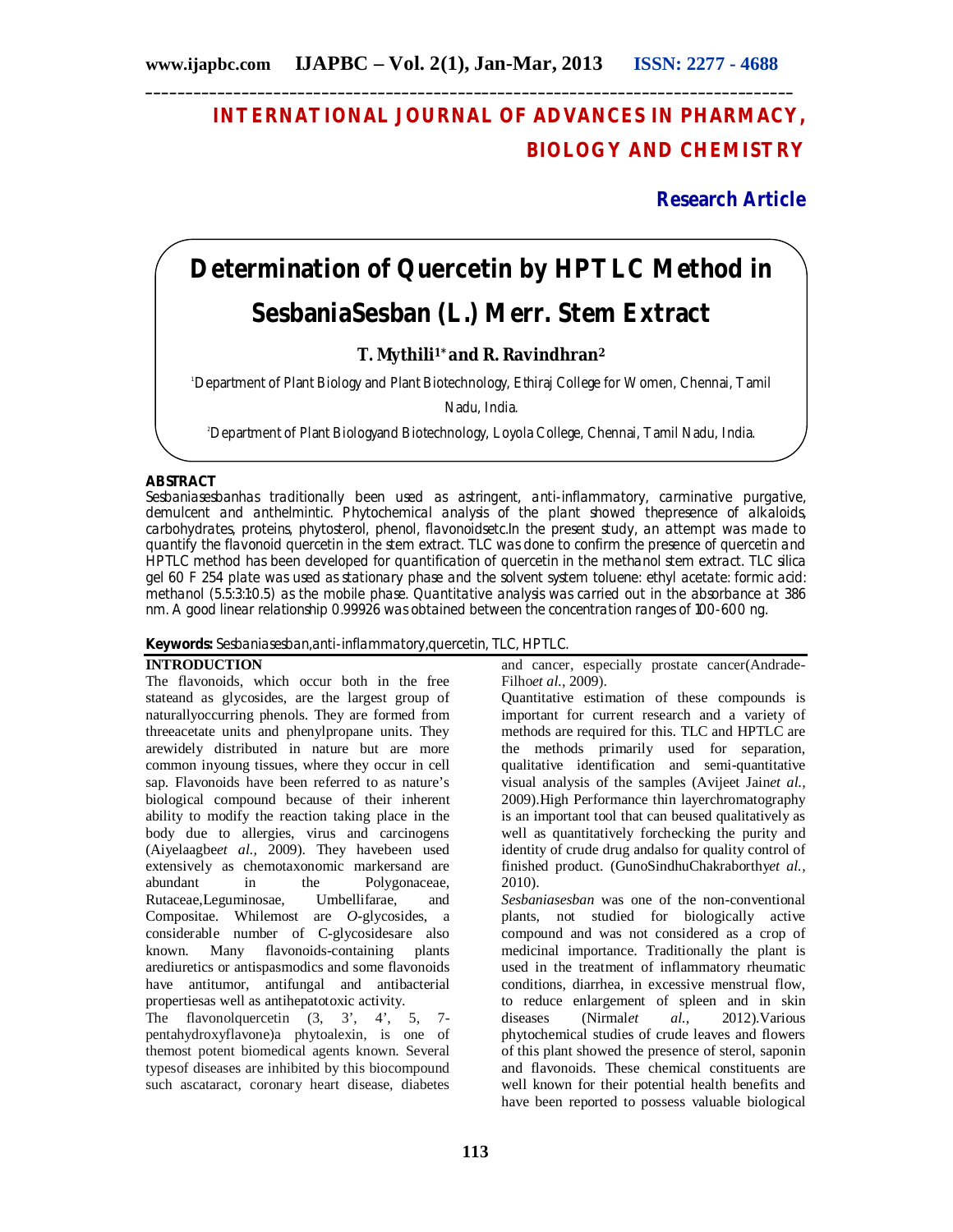# INTERNATIONAL JOURNAL OF ADVANCES IN PHARMACY, BIOLOGY AND CHEMISTRY

**Research Article**

# Determination of Quercetin by HPTLC Method in SesbaniaSesban (L.) Merr. Stem Extract

**T. Mythili[1]* and R. Ravindhran[2]**

[1]Department of Plant Biology and Plant Biotechnology, Ethiraj College for Women, Chennai, Tamil Nadu, India.

[2]Department of Plant Biologyand Biotechnology, Loyola College, Chennai, Tamil Nadu, India.

## ABSTRACT

Sesbaniasesbanhas traditionally been used as astringent, anti-inflammatory, carminative purgative, demulcent and anthelmintic. Phytochemical analysis of the plant showed thepresence of alkaloids, carbohydrates, proteins, phytosterol, phenol, flavonoidsetc.In the present study, an attempt was made to quantify the flavonoid quercetin in the stem extract. TLC was done to confirm the presence of quercetin and HPTLC method has been developed for quantification of quercetin in the methanol stem extract. TLC silica gel 60 F 254 plate was used as stationary phase and the solvent system toluene: ethyl acetate: formic acid: methanol (5.5:3:1:0.5) as the mobile phase. Quantitative analysis was carried out in the absorbance at 386 nm. A good linear relationship 0.99926 was obtained between the concentration ranges of 100-600 ng.

**Keywords:** Sesbaniasesban,anti-inflammatory,quercetin, TLC, HPTLC.

## INTRODUCTION

The flavonoids, which occur both in the free stateand as glycosides, are the largest group of naturallyoccurring phenols. They are formed from threeacetate units and phenylpropane units. They arewidely distributed in nature but are more common inyoung tissues, where they occur in cell sap. Flavonoids have been referred to as nature's biological compound because of their inherent ability to modify the reaction taking place in the body due to allergies, virus and carcinogens (Aiyelaagbe*et al.,* 2009). They havebeen used extensively as chemotaxonomic markersand are abundant in the Polygonaceae, Rutaceae,Leguminosae, Umbellifarae, and Compositae. Whilemost are *O*-glycosides, a considerable number of C-glycosidesare also known. Many flavonoids-containing plants arediuretics or antispasmodics and some flavonoids have antitumor, antifungal and antibacterial propertiesas well as antihepatotoxic activity.

The flavonolquercetin (3, 3', 4', 5, 7-pentahydroxyflavone)a phytoalexin, is one of themost potent biomedical agents known. Several typesof diseases are inhibited by this biocompound such ascataract, coronary heart disease, diabetes and cancer, especially prostate cancer(Andrade-Filho*et al.,* 2009).

Quantitative estimation of these compounds is important for current research and a variety of methods are required for this. TLC and HPTLC are the methods primarily used for separation, qualitative identification and semi-quantitative visual analysis of the samples (Avijeet Jain*et al.,* 2009).High Performance thin layerchromatography is an important tool that can beused qualitatively as well as quantitatively forchecking the purity and identity of crude drug andalso for quality control of finished product. (GunoSindhuChakraborthy*et al.,* 2010).

*Sesbaniasesban* was one of the non-conventional plants, not studied for biologically active compound and was not considered as a crop of medicinal importance. Traditionally the plant is used in the treatment of inflammatory rheumatic conditions, diarrhea, in excessive menstrual flow, to reduce enlargement of spleen and in skin diseases (Nirmal*et al.,* 2012).Various phytochemical studies of crude leaves and flowers of this plant showed the presence of sterol, saponin and flavonoids. These chemical constituents are well known for their potential health benefits and have been reported to possess valuable biological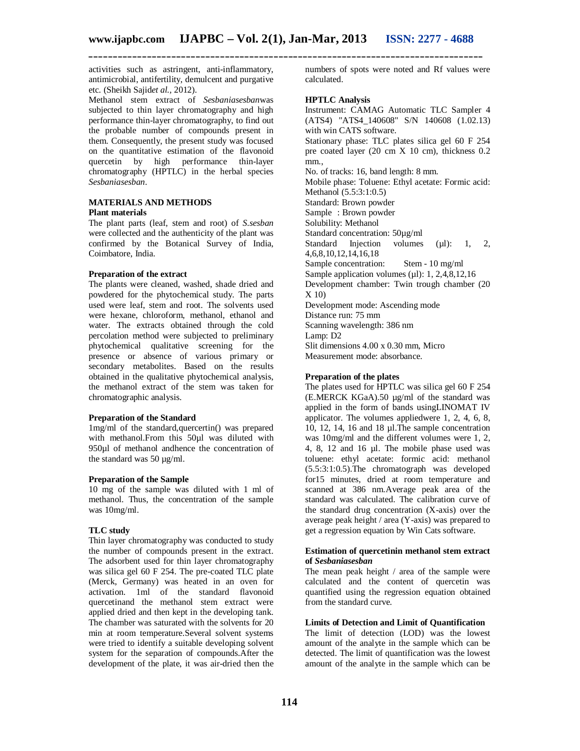activities such as astringent, anti-inflammatory, antimicrobial, antifertility, demulcent and purgative etc. (Sheikh Sajid*et al.,* 2012).

Methanol stem extract of *Sesbaniasesban*was subjected to thin layer chromatography and high performance thin-layer chromatography, to find out the probable number of compounds present in them. Consequently, the present study was focused on the quantitative estimation of the flavonoid quercetin by high performance thin-layer chromatography (HPTLC) in the herbal species *Sesbaniasesban*.

## MATERIALS AND METHODS

### Plant materials

The plant parts (leaf, stem and root) of *S.sesban* were collected and the authenticity of the plant was confirmed by the Botanical Survey of India, Coimbatore, India.

### Preparation of the extract

The plants were cleaned, washed, shade dried and powdered for the phytochemical study. The parts used were leaf, stem and root. The solvents used were hexane, chloroform, methanol, ethanol and water. The extracts obtained through the cold percolation method were subjected to preliminary phytochemical qualitative screening for the presence or absence of various primary or secondary metabolites. Based on the results obtained in the qualitative phytochemical analysis, the methanol extract of the stem was taken for chromatographic analysis.

### Preparation of the Standard

1mg/ml of the standard,quercertin() was prepared with methanol.From this 50µl was diluted with 950µl of methanol andhence the concentration of the standard was 50 µg/ml.

### Preparation of the Sample

10 mg of the sample was diluted with 1 ml of methanol. Thus, the concentration of the sample was 10mg/ml.

### TLC study

Thin layer chromatography was conducted to study the number of compounds present in the extract. The adsorbent used for thin layer chromatography was silica gel 60 F 254. The pre-coated TLC plate (Merck, Germany) was heated in an oven for activation. 1ml of the standard flavonoid quercetinand the methanol stem extract were applied dried and then kept in the developing tank. The chamber was saturated with the solvents for 20 min at room temperature.Several solvent systems were tried to identify a suitable developing solvent system for the separation of compounds.After the development of the plate, it was air-dried then the numbers of spots were noted and Rf values were calculated.

### HPTLC Analysis

Instrument: CAMAG Automatic TLC Sampler 4 (ATS4) "ATS4_140608" S/N 140608 (1.02.13) with win CATS software.

Stationary phase: TLC plates silica gel 60 F 254 pre coated layer (20 cm X 10 cm), thickness 0.2 mm.,

No. of tracks: 16, band length: 8 mm.

Mobile phase: Toluene: Ethyl acetate: Formic acid: Methanol (5.5:3:1:0.5)

Standard: Brown powder

Sample : Brown powder

Solubility: Methanol

Standard concentration: 50µg/ml

Standard Injection volumes (µl): 1, 2, 4,6,8,10,12,14,16,18

Sample concentration: Stem - 10 mg/ml

Sample application volumes (µl): 1, 2,4,8,12,16

Development chamber: Twin trough chamber (20 X 10)

Development mode: Ascending mode

Distance run: 75 mm

Scanning wavelength: 386 nm

Lamp: D2

Slit dimensions 4.00 x 0.30 mm, Micro

Measurement mode: absorbance.

### Preparation of the plates

The plates used for HPTLC was silica gel 60 F 254 (E.MERCK KGaA).50 µg/ml of the standard was applied in the form of bands usingLINOMAT IV applicator. The volumes appliedwere 1, 2, 4, 6, 8, 10, 12, 14, 16 and 18 µl.The sample concentration was 10mg/ml and the different volumes were 1, 2, 4, 8, 12 and 16 µl. The mobile phase used was toluene: ethyl acetate: formic acid: methanol (5.5:3:1:0.5).The chromatograph was developed for15 minutes, dried at room temperature and scanned at 386 nm.Average peak area of the standard was calculated. The calibration curve of the standard drug concentration (X-axis) over the average peak height / area (Y-axis) was prepared to get a regression equation by Win Cats software.

### Estimation of quercetinin methanol stem extract of *Sesbaniasesban*

The mean peak height / area of the sample were calculated and the content of quercetin was quantified using the regression equation obtained from the standard curve.

### Limits of Detection and Limit of Quantification

The limit of detection (LOD) was the lowest amount of the analyte in the sample which can be detected. The limit of quantification was the lowest amount of the analyte in the sample which can be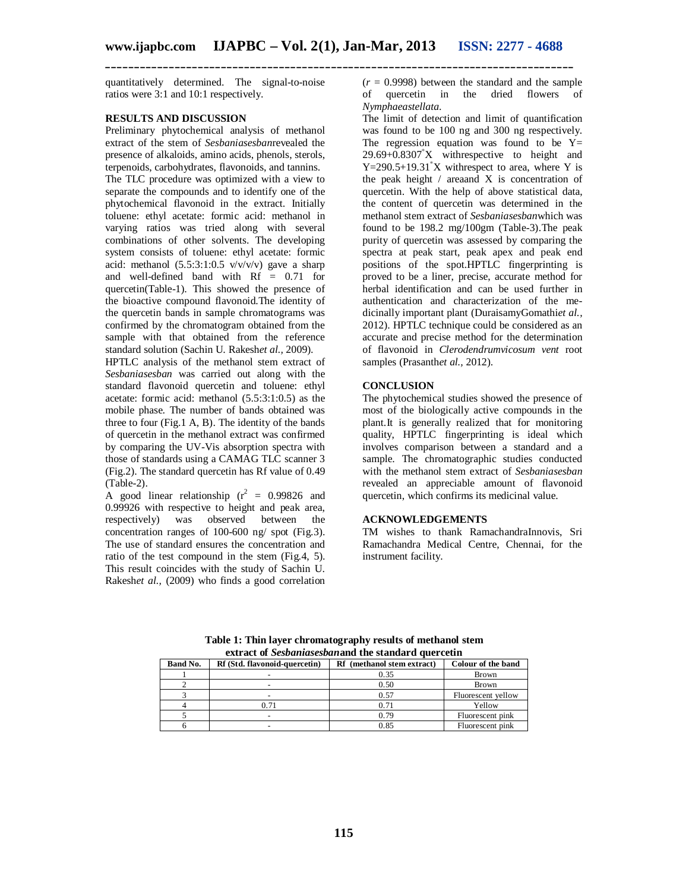quantitatively determined. The signal-to-noise ratios were 3:1 and 10:1 respectively.

## RESULTS AND DISCUSSION

Preliminary phytochemical analysis of methanol extract of the stem of *Sesbaniasesban*revealed the presence of alkaloids, amino acids, phenols, sterols, terpenoids, carbohydrates, flavonoids, and tannins.

The TLC procedure was optimized with a view to separate the compounds and to identify one of the phytochemical flavonoid in the extract. Initially toluene: ethyl acetate: formic acid: methanol in varying ratios was tried along with several combinations of other solvents. The developing system consists of toluene: ethyl acetate: formic acid: methanol (5.5:3:1:0.5 v/v/v/v) gave a sharp and well-defined band with Rf = 0.71 for quercetin(Table-1). This showed the presence of the bioactive compound flavonoid.The identity of the quercetin bands in sample chromatograms was confirmed by the chromatogram obtained from the sample with that obtained from the reference standard solution (Sachin U. Rakesh*et al.,* 2009).

HPTLC analysis of the methanol stem extract of *Sesbaniasesban* was carried out along with the standard flavonoid quercetin and toluene: ethyl acetate: formic acid: methanol (5.5:3:1:0.5) as the mobile phase. The number of bands obtained was three to four (Fig.1 A, B). The identity of the bands of quercetin in the methanol extract was confirmed by comparing the UV-Vis absorption spectra with those of standards using a CAMAG TLC scanner 3 (Fig.2). The standard quercetin has Rf value of 0.49 (Table-2).

A good linear relationship ($r^2$ = 0.99826 and 0.99926 with respective to height and peak area, respectively) was observed between the concentration ranges of 100-600 ng/ spot (Fig.3). The use of standard ensures the concentration and ratio of the test compound in the stem (Fig.4, 5). This result coincides with the study of Sachin U. Rakesh*et al.,* (2009) who finds a good correlation ($r$ = 0.9998) between the standard and the sample of quercetin in the dried flowers of *Nymphaeastellata.*

The limit of detection and limit of quantification was found to be 100 ng and 300 ng respectively. The regression equation was found to be Y= $29.69+0.8307^{*}X$ withrespective to height and $Y=290.5+19.31^{*}X$ withrespect to area, where Y is the peak height / areaand X is concentration of quercetin. With the help of above statistical data, the content of quercetin was determined in the methanol stem extract of *Sesbaniasesban*which was found to be 198.2 mg/100gm (Table-3).The peak purity of quercetin was assessed by comparing the spectra at peak start, peak apex and peak end positions of the spot.HPTLC fingerprinting is proved to be a liner, precise, accurate method for herbal identification and can be used further in authentication and characterization of the medicinally important plant (DuraisamyGomathi*et al.,* 2012). HPTLC technique could be considered as an accurate and precise method for the determination of flavonoid in *Clerodendrumvicosum vent* root samples (Prasanth*et al.,* 2012).

## CONCLUSION

The phytochemical studies showed the presence of most of the biologically active compounds in the plant.It is generally realized that for monitoring quality, HPTLC fingerprinting is ideal which involves comparison between a standard and a sample. The chromatographic studies conducted with the methanol stem extract of *Sesbaniasesban* revealed an appreciable amount of flavonoid quercetin, which confirms its medicinal value.

## ACKNOWLEDGEMENTS

TM wishes to thank RamachandraInnovis, Sri Ramachandra Medical Centre, Chennai, for the instrument facility.

**Table 1: Thin layer chromatography results of methanol stem extract of *Sesbaniasesban*and the standard quercetin**

| Band No. | Rf (Std. flavonoid-quercetin) | Rf (methanol stem extract) | Colour of the band |
|---|---|---|---|
| 1 | - | 0.35 | Brown |
| 2 | - | 0.50 | Brown |
| 3 | - | 0.57 | Fluorescent yellow |
| 4 | 0.71 | 0.71 | Yellow |
| 5 | - | 0.79 | Fluorescent pink |
| 6 | - | 0.85 | Fluorescent pink |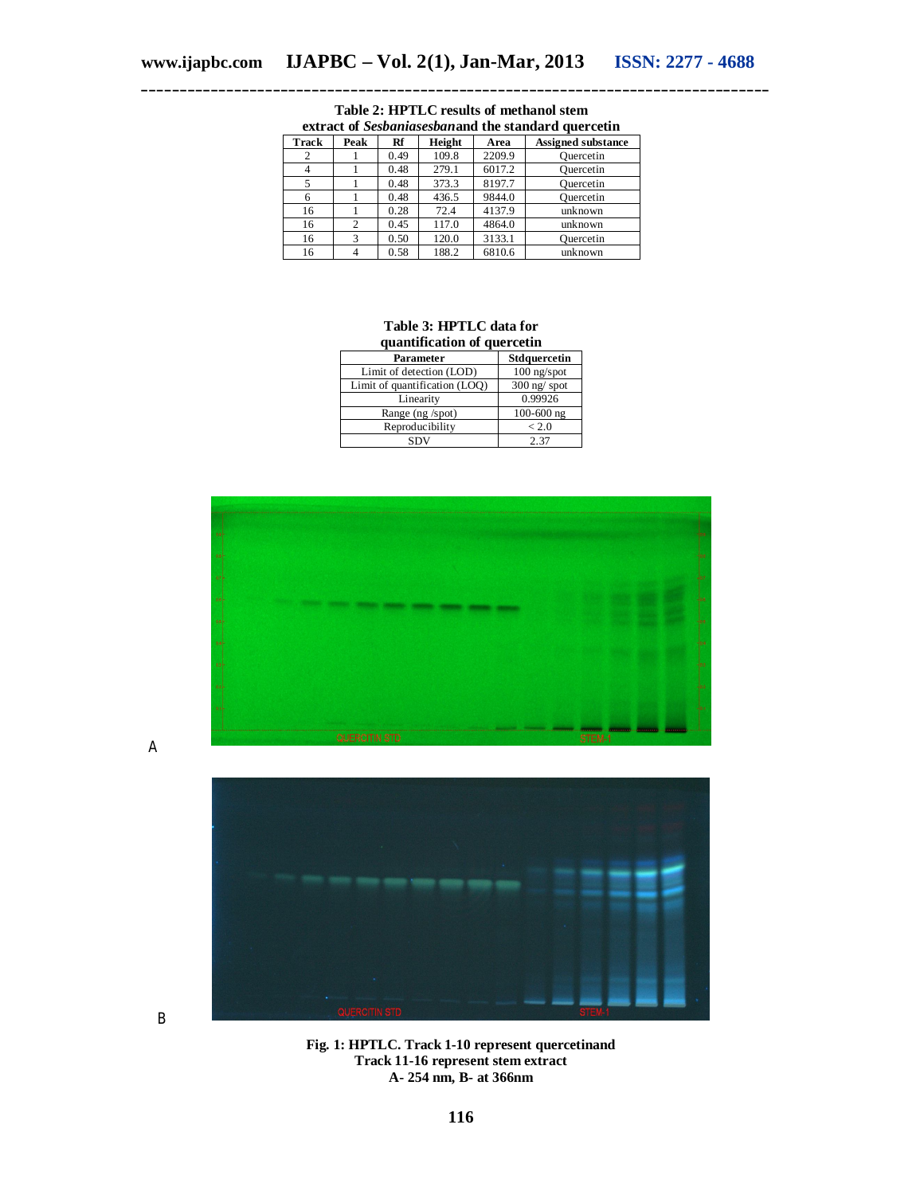**Table 2: HPTLC results of methanol stem extract of *Sesbaniasesban*and the standard quercetin**

| Track | Peak | Rf | Height | Area | Assigned substance |
|---|---|---|---|---|---|
| 2 | 1 | 0.49 | 109.8 | 2209.9 | Quercetin |
| 4 | 1 | 0.48 | 279.1 | 6017.2 | Quercetin |
| 5 | 1 | 0.48 | 373.3 | 8197.7 | Quercetin |
| 6 | 1 | 0.48 | 436.5 | 9844.0 | Quercetin |
| 16 | 1 | 0.28 | 72.4 | 4137.9 | unknown |
| 16 | 2 | 0.45 | 117.0 | 4864.0 | unknown |
| 16 | 3 | 0.50 | 120.0 | 3133.1 | Quercetin |
| 16 | 4 | 0.58 | 188.2 | 6810.6 | unknown |

**Table 3: HPTLC data for quantification of quercetin**

| Parameter | Stdquercetin |
|---|---|
| Limit of detection (LOD) | 100 ng/spot |
| Limit of quantification (LOQ) | 300 ng/ spot |
| Linearity | 0.99926 |
| Range (ng /spot) | 100-600 ng |
| Reproducibility | < 2.0 |
| SDV | 2.37 |

A

B

**Fig. 1: HPTLC. Track 1-10 represent quercetinand Track 11-16 represent stem extract A- 254 nm, B- at 366nm**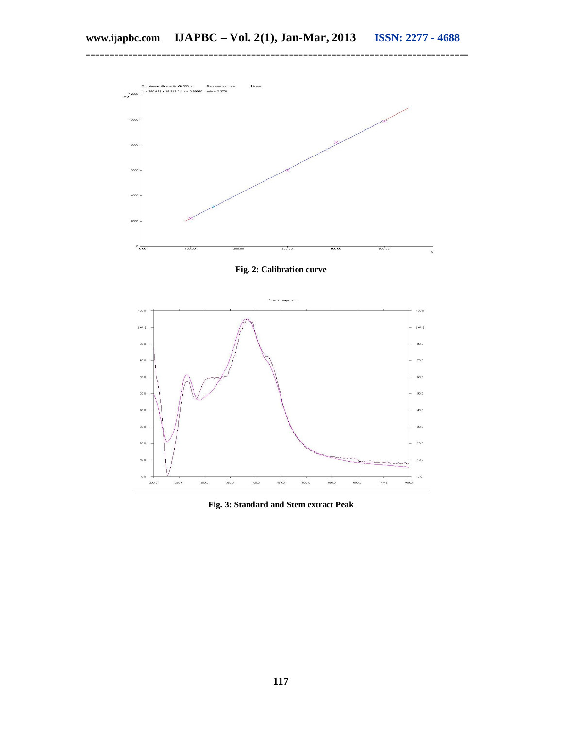Fig. 2: Calibration curve

Fig. 3: Standard and Stem extract Peak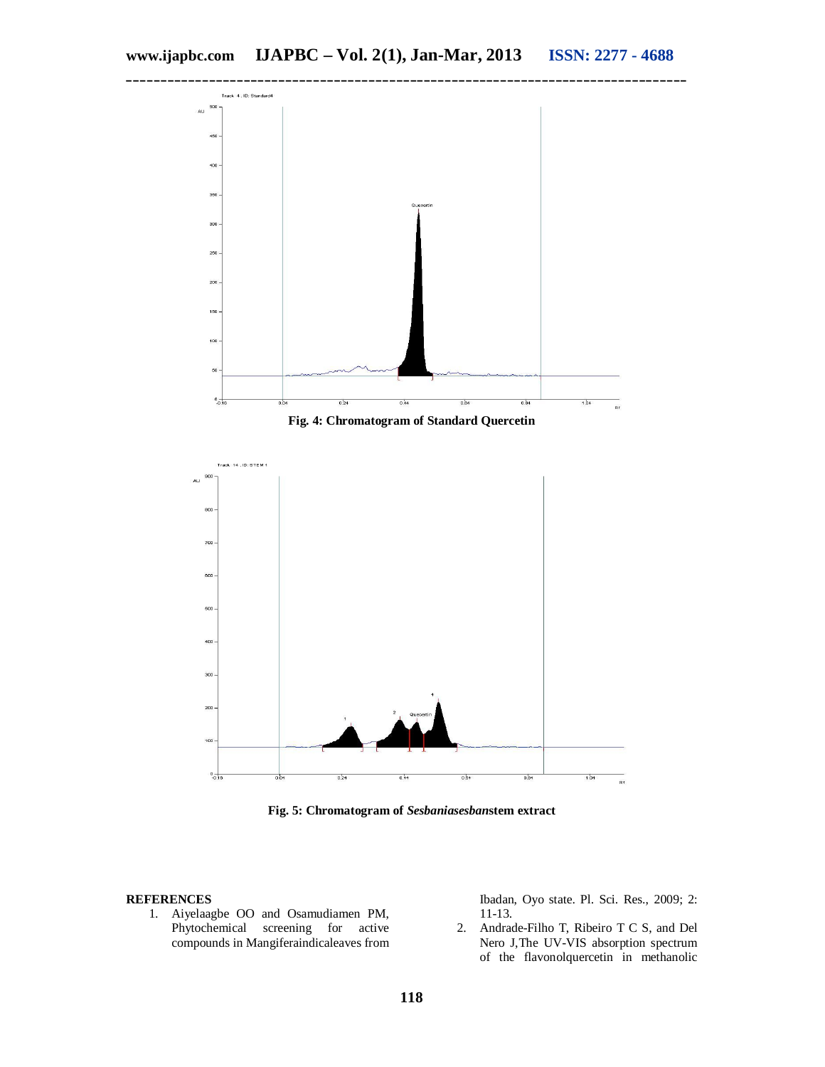Fig. 4: Chromatogram of Standard Quercetin

Fig. 5: Chromatogram of *Sesbaniasesban*stem extract

## REFERENCES

1. Aiyelaagbe OO and Osamudiamen PM, Phytochemical screening for active compounds in Mangiferaindicaleaves from Ibadan, Oyo state. Pl. Sci. Res., 2009; 2: 11-13.
2. Andrade-Filho T, Ribeiro T C S, and Del Nero J,The UV-VIS absorption spectrum of the flavonolquercetin in methanolic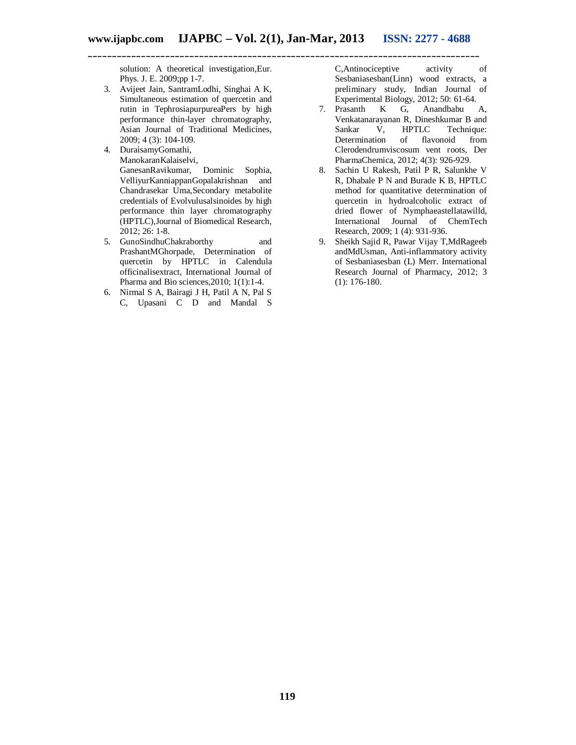solution: A theoretical investigation,Eur. Phys. J. E. 2009;pp 1-7.

3. Avijeet Jain, SantramLodhi, Singhai A K, Simultaneous estimation of quercetin and rutin in TephrosiapurpureaPers by high performance thin-layer chromatography, Asian Journal of Traditional Medicines, 2009; 4 (3): 104-109.
4. DuraisamyGomathi, ManokaranKalaiselvi, GanesanRavikumar, Dominic Sophia, VelliyurKanniappanGopalakrishnan and Chandrasekar Uma,Secondary metabolite credentials of Evolvulusalsinoides by high performance thin layer chromatography (HPTLC),Journal of Biomedical Research, 2012; 26: 1-8.
5. GunoSindhuChakraborthy and PrashantMGhorpade, Determination of quercetin by HPTLC in Calendula officinalisextract, International Journal of Pharma and Bio sciences,2010; 1(1):1-4.
6. Nirmal S A, Bairagi J H, Patil A N, Pal S C, Upasani C D and Mandal S C,Antinociceptive activity of Sesbaniasesban(Linn) wood extracts, a preliminary study, Indian Journal of Experimental Biology, 2012; 50: 61-64.
7. Prasanth K G, Anandbabu A, Venkatanarayanan R, Dineshkumar B and Sankar V, HPTLC Technique: Determination of flavonoid from Clerodendrumviscosum vent roots, Der PharmaChemica, 2012; 4(3): 926-929.
8. Sachin U Rakesh, Patil P R, Salunkhe V R, Dhabale P N and Burade K B, HPTLC method for quantitative determination of quercetin in hydroalcoholic extract of dried flower of Nymphaeastellatawilld, International Journal of ChemTech Research, 2009; 1 (4): 931-936.
9. Sheikh Sajid R, Pawar Vijay T,MdRageeb andMdUsman, Anti-inflammatory activity of Sesbaniasesban (L) Merr. International Research Journal of Pharmacy, 2012; 3 (1): 176-180.